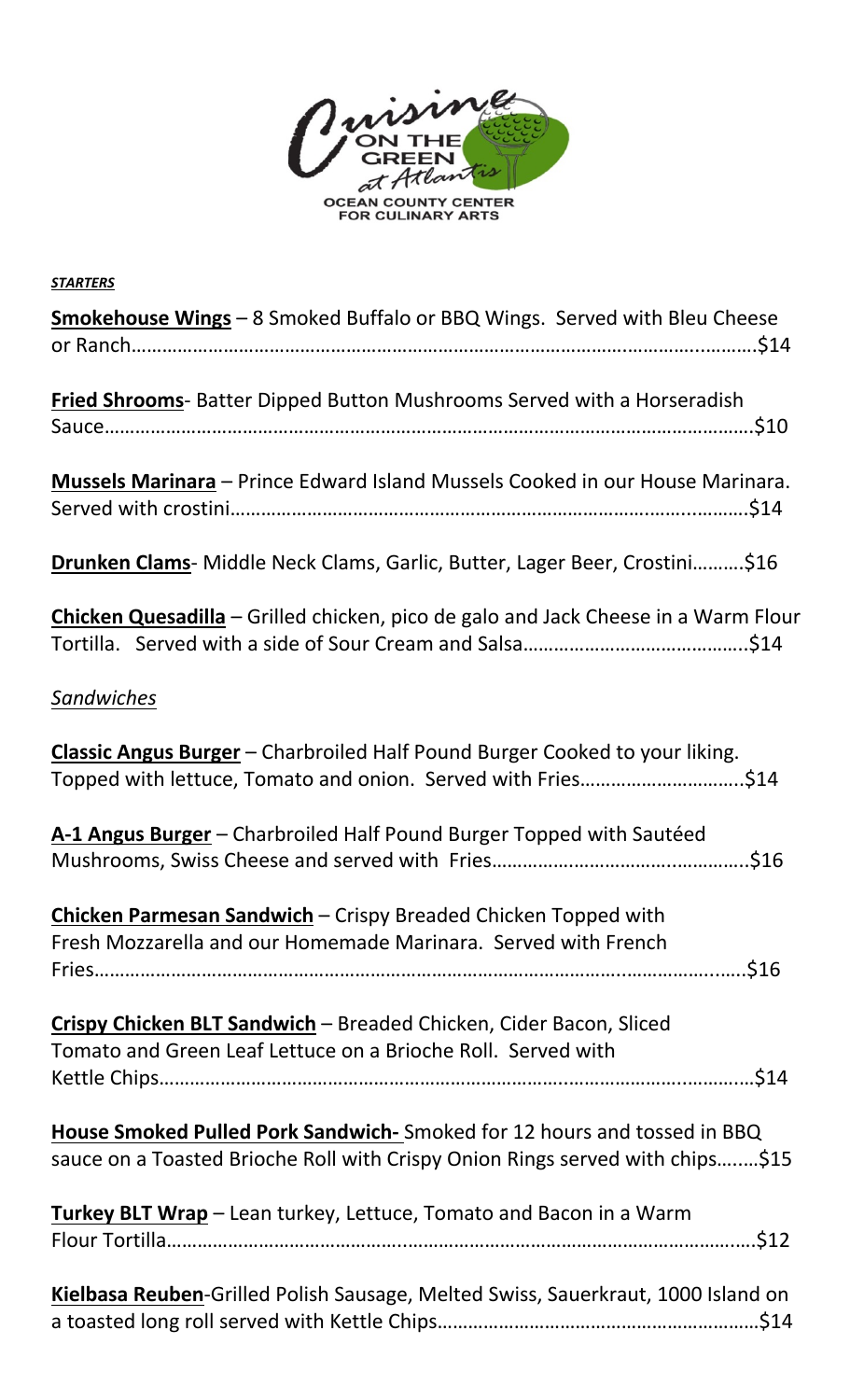Cuisine ON THE GREEN at Atlantis

OCEAN COUNTY CENTER FOR CULINARY ARTS

***STARTERS***

**Smokehouse Wings** – 8 Smoked Buffalo or BBQ Wings. Served with Bleu Cheese or Ranch……………………………………………………………………………………………….$14

**Fried Shrooms**- Batter Dipped Button Mushrooms Served with a Horseradish Sauce……………………………………………………………………………………………………….$10

**Mussels Marinara** – Prince Edward Island Mussels Cooked in our House Marinara. Served with crostini……………………………………………………………………………………….$14

**Drunken Clams**- Middle Neck Clams, Garlic, Butter, Lager Beer, Crostini……….$16

**Chicken Quesadilla** – Grilled chicken, pico de galo and Jack Cheese in a Warm Flour Tortilla. Served with a side of Sour Cream and Salsa……………………………………..$14

*Sandwiches*

**Classic Angus Burger** – Charbroiled Half Pound Burger Cooked to your liking. Topped with lettuce, Tomato and onion. Served with Fries………………………….$14

**A-1 Angus Burger** – Charbroiled Half Pound Burger Topped with Sautéed Mushrooms, Swiss Cheese and served with Fries…………………………………………..$16

**Chicken Parmesan Sandwich** – Crispy Breaded Chicken Topped with Fresh Mozzarella and our Homemade Marinara. Served with French Fries…………………………………………………………………………………………………………$16

**Crispy Chicken BLT Sandwich** – Breaded Chicken, Cider Bacon, Sliced Tomato and Green Leaf Lettuce on a Brioche Roll. Served with Kettle Chips………………………………………………………………………………………………..$14

**House Smoked Pulled Pork Sandwich-** Smoked for 12 hours and tossed in BBQ sauce on a Toasted Brioche Roll with Crispy Onion Rings served with chips……..$15

**Turkey BLT Wrap** – Lean turkey, Lettuce, Tomato and Bacon in a Warm Flour Tortilla……………………………………………………………………………………………..$12

**Kielbasa Reuben**-Grilled Polish Sausage, Melted Swiss, Sauerkraut, 1000 Island on a toasted long roll served with Kettle Chips………………………………………………………$14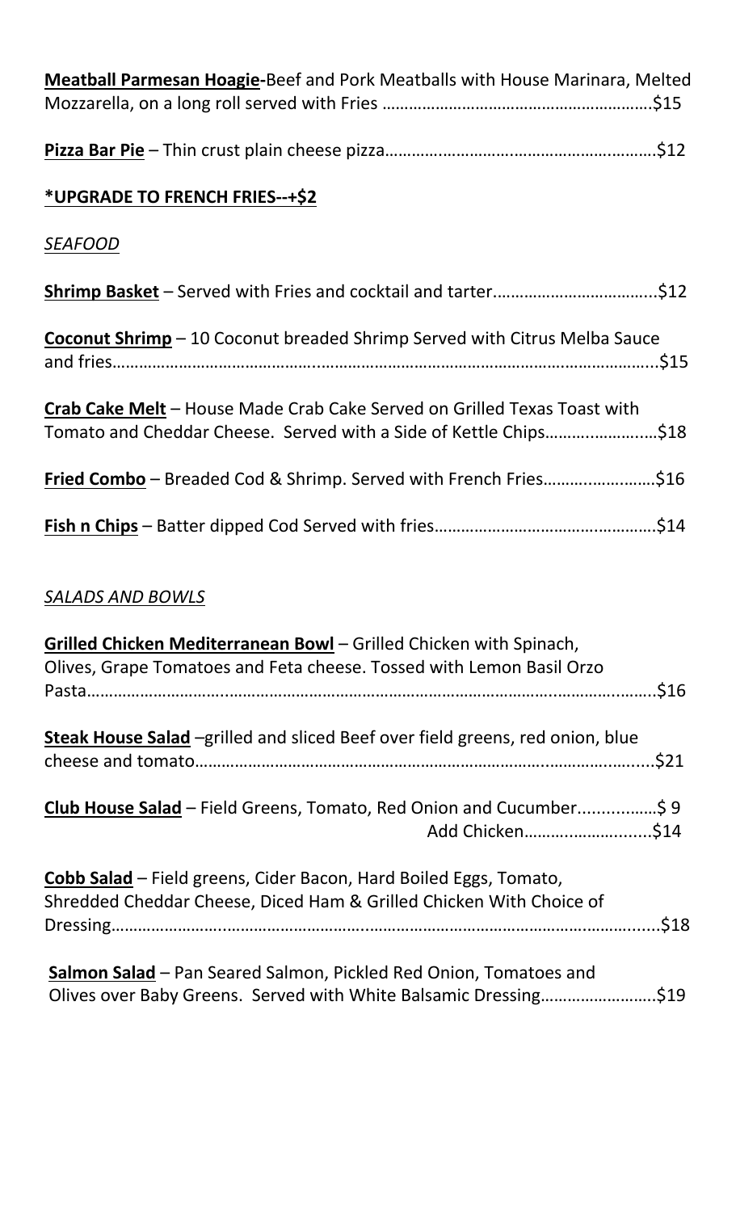**Meatball Parmesan Hoagie**-Beef and Pork Meatballs with House Marinara, Melted Mozzarella, on a long roll served with Fries ……………………………………………………$15

**Pizza Bar Pie** – Thin crust plain cheese pizza……………………………………………………$12

**\*UPGRADE TO FRENCH FRIES--+$2**

*SEAFOOD*

**Shrimp Basket** – Served with Fries and cocktail and tarter……………………………...$12

**Coconut Shrimp** – 10 Coconut breaded Shrimp Served with Citrus Melba Sauce and fries……………………………………………………………………………………………………...$15

**Crab Cake Melt** – House Made Crab Cake Served on Grilled Texas Toast with Tomato and Cheddar Cheese. Served with a Side of Kettle Chips……………….…$18

**Fried Combo** – Breaded Cod & Shrimp. Served with French Fries…………….………$16

**Fish n Chips** – Batter dipped Cod Served with fries…………………………………………$14

*SALADS AND BOWLS*

**Grilled Chicken Mediterranean Bowl** – Grilled Chicken with Spinach, Olives, Grape Tomatoes and Feta cheese. Tossed with Lemon Basil Orzo Pasta……………………………………………………………………………………………………$16

**Steak House Salad** –grilled and sliced Beef over field greens, red onion, blue cheese and tomato……………………………………………………………………………….....$21

**Club House Salad** – Field Greens, Tomato, Red Onion and Cucumber..........……$ 9
Add Chicken…………..…….......$14

**Cobb Salad** – Field greens, Cider Bacon, Hard Boiled Eggs, Tomato, Shredded Cheddar Cheese, Diced Ham & Grilled Chicken With Choice of Dressing……………………………………………………………………………………………......$18

**Salmon Salad** – Pan Seared Salmon, Pickled Red Onion, Tomatoes and Olives over Baby Greens. Served with White Balsamic Dressing…………………….$19